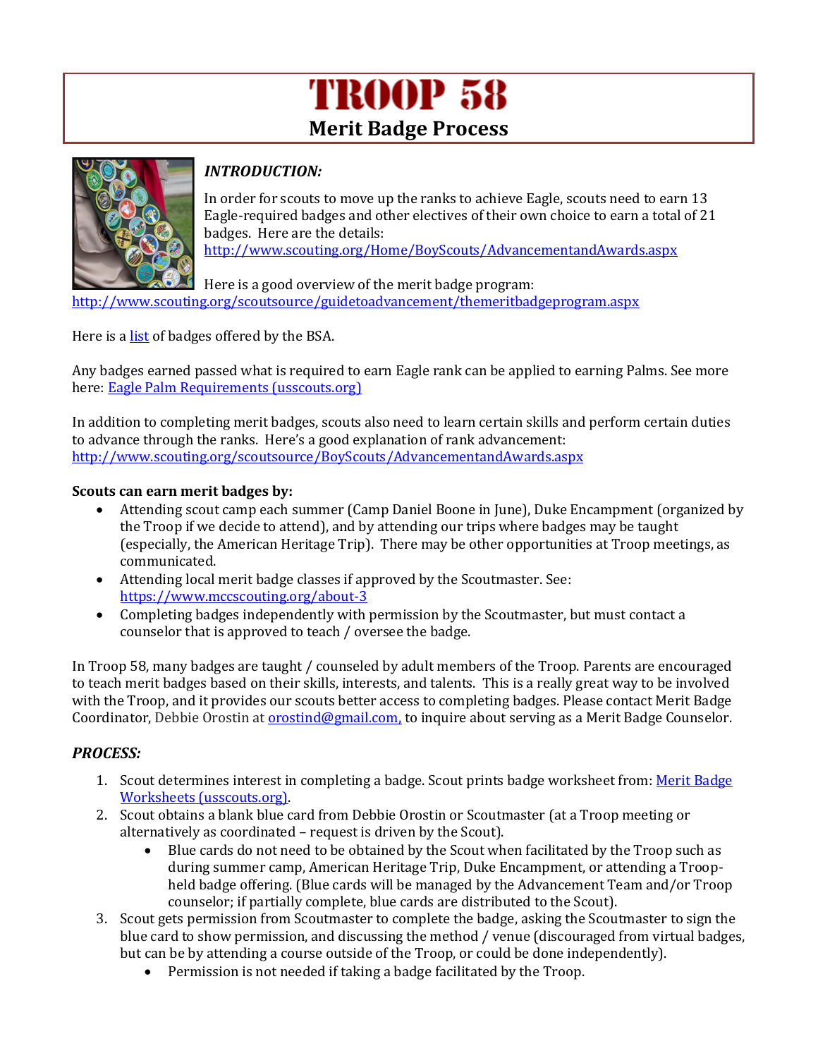# TROOP 58

## Merit Badge Process

### *INTRODUCTION:*

In order for scouts to move up the ranks to achieve Eagle, scouts need to earn 13 Eagle-required badges and other electives of their own choice to earn a total of 21 badges. Here are the details: [http://www.scouting.org/Home/BoyScouts/AdvancementandAwards.aspx](http://www.scouting.org/Home/BoyScouts/AdvancementandAwards.aspx)

Here is a good overview of the merit badge program: [http://www.scouting.org/scoutsource/guidetoadvancement/themeritbadgeprogram.aspx](http://www.scouting.org/scoutsource/guidetoadvancement/themeritbadgeprogram.aspx)

Here is a [list](#) of badges offered by the BSA.

Any badges earned passed what is required to earn Eagle rank can be applied to earning Palms. See more here: [Eagle Palm Requirements (usscouts.org)](#)

In addition to completing merit badges, scouts also need to learn certain skills and perform certain duties to advance through the ranks. Here's a good explanation of rank advancement: [http://www.scouting.org/scoutsource/BoyScouts/AdvancementandAwards.aspx](http://www.scouting.org/scoutsource/BoyScouts/AdvancementandAwards.aspx)

**Scouts can earn merit badges by:**

- Attending scout camp each summer (Camp Daniel Boone in June), Duke Encampment (organized by the Troop if we decide to attend), and by attending our trips where badges may be taught (especially, the American Heritage Trip). There may be other opportunities at Troop meetings, as communicated.
- Attending local merit badge classes if approved by the Scoutmaster. See: [https://www.mccscouting.org/about-3](https://www.mccscouting.org/about-3)
- Completing badges independently with permission by the Scoutmaster, but must contact a counselor that is approved to teach / oversee the badge.

In Troop 58, many badges are taught / counseled by adult members of the Troop. Parents are encouraged to teach merit badges based on their skills, interests, and talents. This is a really great way to be involved with the Troop, and it provides our scouts better access to completing badges. Please contact Merit Badge Coordinator, Debbie Orostin at [orostind@gmail.com,](mailto:orostind@gmail.com) to inquire about serving as a Merit Badge Counselor.

### *PROCESS:*

1. Scout determines interest in completing a badge. Scout prints badge worksheet from: [Merit Badge Worksheets (usscouts.org)](#).
2. Scout obtains a blank blue card from Debbie Orostin or Scoutmaster (at a Troop meeting or alternatively as coordinated – request is driven by the Scout).
   - Blue cards do not need to be obtained by the Scout when facilitated by the Troop such as during summer camp, American Heritage Trip, Duke Encampment, or attending a Troop-held badge offering. (Blue cards will be managed by the Advancement Team and/or Troop counselor; if partially complete, blue cards are distributed to the Scout).
3. Scout gets permission from Scoutmaster to complete the badge, asking the Scoutmaster to sign the blue card to show permission, and discussing the method / venue (discouraged from virtual badges, but can be by attending a course outside of the Troop, or could be done independently).
   - Permission is not needed if taking a badge facilitated by the Troop.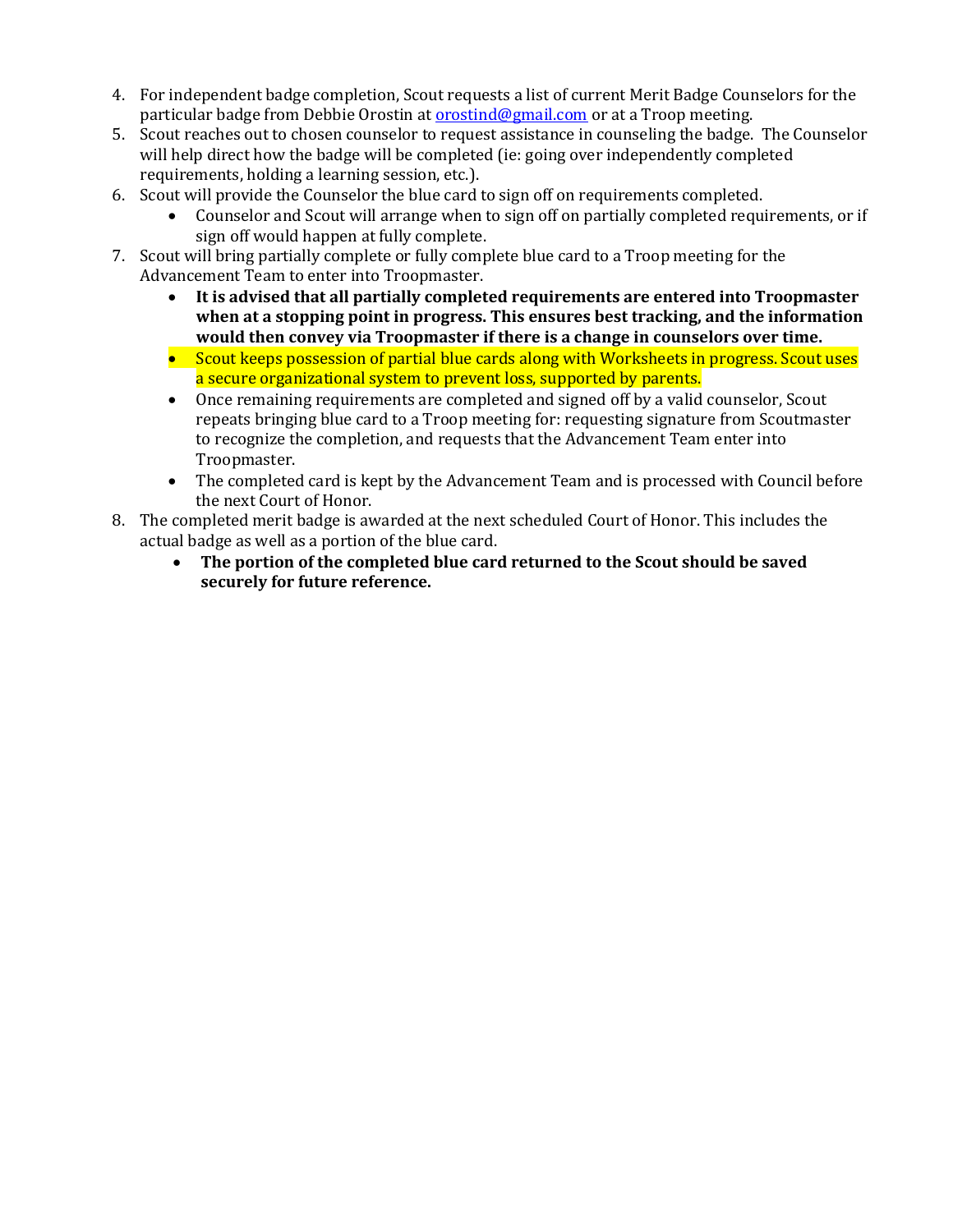4. For independent badge completion, Scout requests a list of current Merit Badge Counselors for the particular badge from Debbie Orostin at [orostind@gmail.com](mailto:orostind@gmail.com) or at a Troop meeting.
5. Scout reaches out to chosen counselor to request assistance in counseling the badge. The Counselor will help direct how the badge will be completed (ie: going over independently completed requirements, holding a learning session, etc.).
6. Scout will provide the Counselor the blue card to sign off on requirements completed.
   - Counselor and Scout will arrange when to sign off on partially completed requirements, or if sign off would happen at fully complete.
7. Scout will bring partially complete or fully complete blue card to a Troop meeting for the Advancement Team to enter into Troopmaster.
   - **It is advised that all partially completed requirements are entered into Troopmaster when at a stopping point in progress. This ensures best tracking, and the information would then convey via Troopmaster if there is a change in counselors over time.**
   - Scout keeps possession of partial blue cards along with Worksheets in progress. Scout uses a secure organizational system to prevent loss, supported by parents.
   - Once remaining requirements are completed and signed off by a valid counselor, Scout repeats bringing blue card to a Troop meeting for: requesting signature from Scoutmaster to recognize the completion, and requests that the Advancement Team enter into Troopmaster.
   - The completed card is kept by the Advancement Team and is processed with Council before the next Court of Honor.
8. The completed merit badge is awarded at the next scheduled Court of Honor. This includes the actual badge as well as a portion of the blue card.
   - **The portion of the completed blue card returned to the Scout should be saved securely for future reference.**